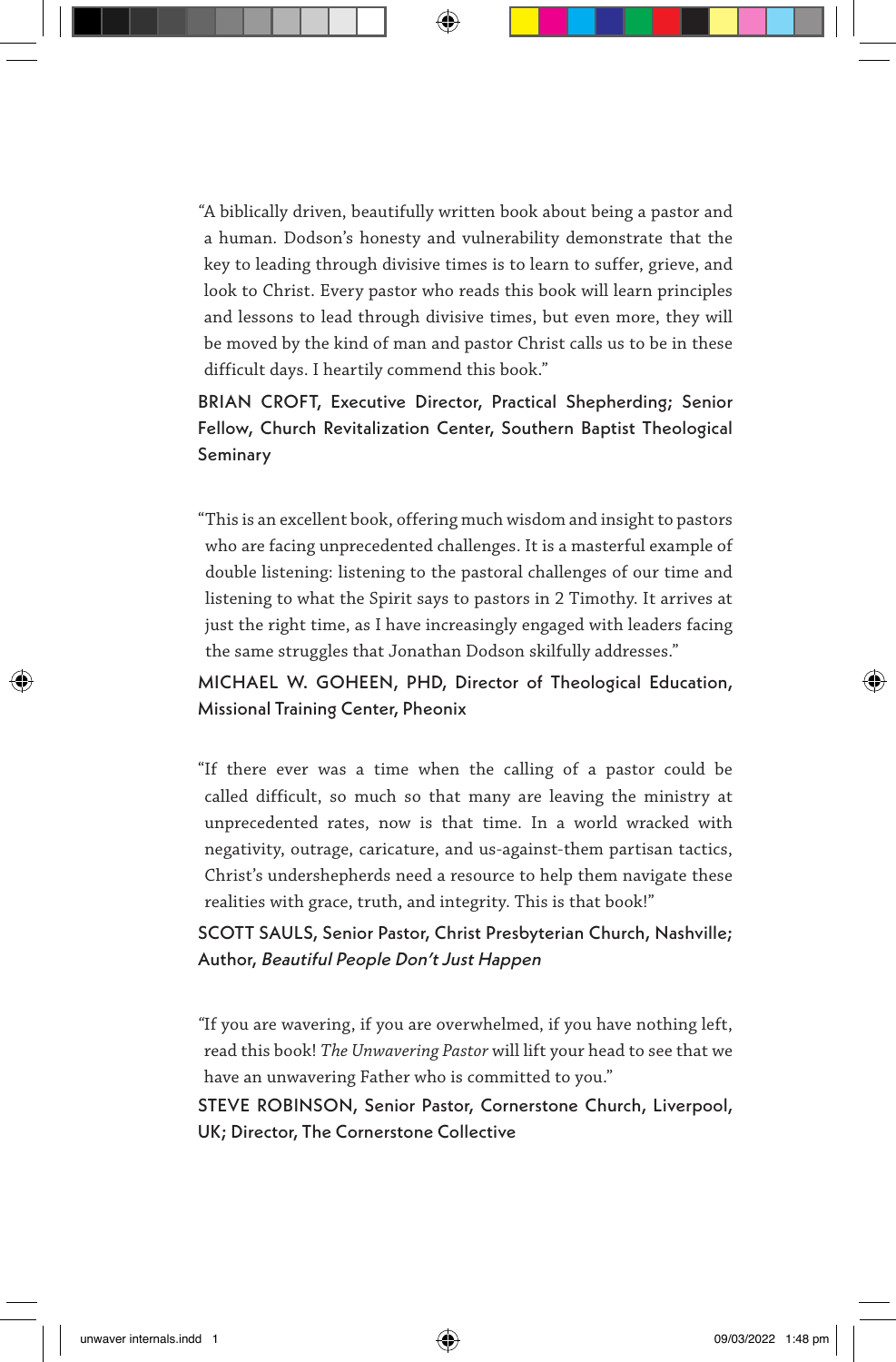"A biblically driven, beautifully written book about being a pastor and a human. Dodson's honesty and vulnerability demonstrate that the key to leading through divisive times is to learn to suffer, grieve, and look to Christ. Every pastor who reads this book will learn principles and lessons to lead through divisive times, but even more, they will be moved by the kind of man and pastor Christ calls us to be in these difficult days. I heartily commend this book."

BRIAN CROFT, Executive Director, Practical Shepherding; Senior Fellow, Church Revitalization Center, Southern Baptist Theological Seminary

"This is an excellent book, offering much wisdom and insight to pastors who are facing unprecedented challenges. It is a masterful example of double listening: listening to the pastoral challenges of our time and listening to what the Spirit says to pastors in 2 Timothy. It arrives at just the right time, as I have increasingly engaged with leaders facing the same struggles that Jonathan Dodson skilfully addresses."

MICHAEL W. GOHEEN, PHD, Director of Theological Education, Missional Training Center, Pheonix

"If there ever was a time when the calling of a pastor could be called difficult, so much so that many are leaving the ministry at unprecedented rates, now is that time. In a world wracked with negativity, outrage, caricature, and us-against-them partisan tactics, Christ's undershepherds need a resource to help them navigate these realities with grace, truth, and integrity. This is that book!"

SCOTT SAULS, Senior Pastor, Christ Presbyterian Church, Nashville; Author, *Beautiful People Don't Just Happen*

"If you are wavering, if you are overwhelmed, if you have nothing left, read this book! *The Unwavering Pastor* will lift your head to see that we have an unwavering Father who is committed to you."

STEVE ROBINSON, Senior Pastor, Cornerstone Church, Liverpool, UK; Director, The Cornerstone Collective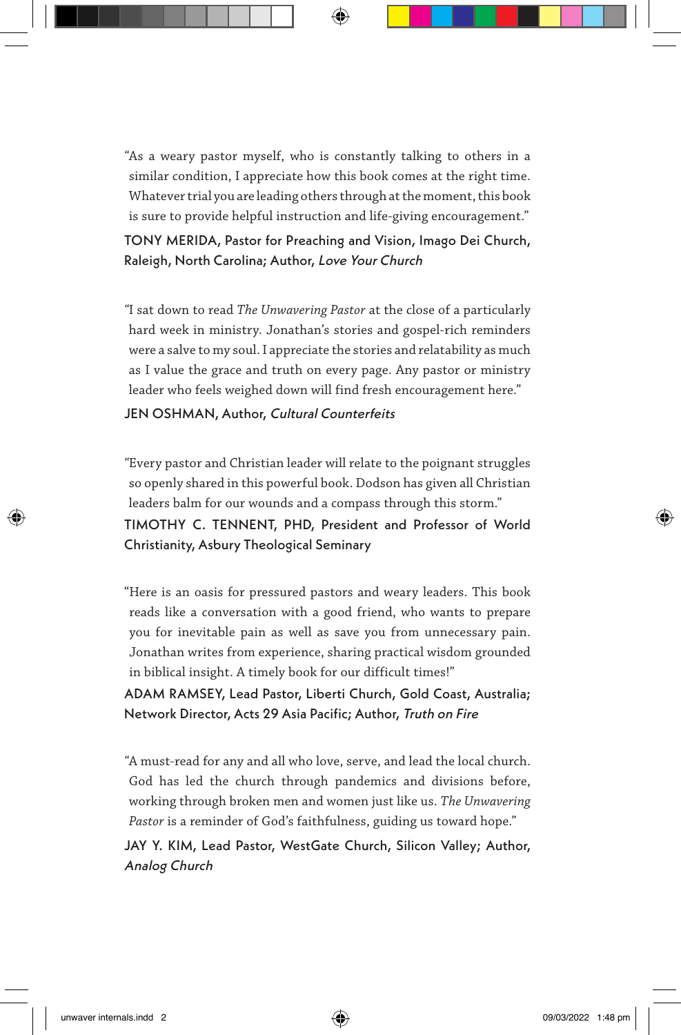"As a weary pastor myself, who is constantly talking to others in a similar condition, I appreciate how this book comes at the right time. Whatever trial you are leading others through at the moment, this book is sure to provide helpful instruction and life-giving encouragement."

TONY MERIDA, Pastor for Preaching and Vision, Imago Dei Church, Raleigh, North Carolina; Author, *Love Your Church*

"I sat down to read *The Unwavering Pastor* at the close of a particularly hard week in ministry. Jonathan's stories and gospel-rich reminders were a salve to my soul. I appreciate the stories and relatability as much as I value the grace and truth on every page. Any pastor or ministry leader who feels weighed down will find fresh encouragement here."

JEN OSHMAN, Author, *Cultural Counterfeits*

"Every pastor and Christian leader will relate to the poignant struggles so openly shared in this powerful book. Dodson has given all Christian leaders balm for our wounds and a compass through this storm."

TIMOTHY C. TENNENT, PHD, President and Professor of World Christianity, Asbury Theological Seminary

"Here is an oasis for pressured pastors and weary leaders. This book reads like a conversation with a good friend, who wants to prepare you for inevitable pain as well as save you from unnecessary pain. Jonathan writes from experience, sharing practical wisdom grounded in biblical insight. A timely book for our difficult times!"

ADAM RAMSEY, Lead Pastor, Liberti Church, Gold Coast, Australia; Network Director, Acts 29 Asia Pacific; Author, *Truth on Fire*

"A must-read for any and all who love, serve, and lead the local church. God has led the church through pandemics and divisions before, working through broken men and women just like us. *The Unwavering Pastor* is a reminder of God's faithfulness, guiding us toward hope."

JAY Y. KIM, Lead Pastor, WestGate Church, Silicon Valley; Author, *Analog Church*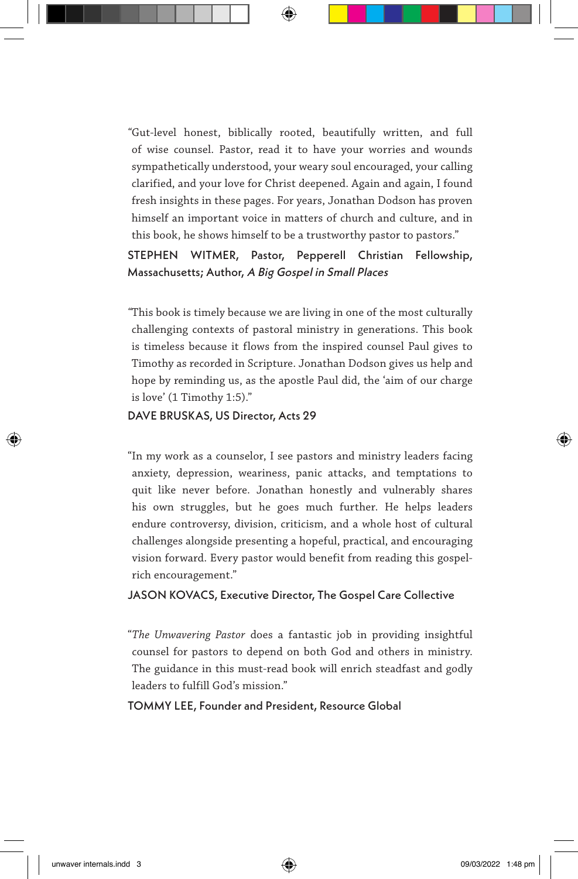"Gut-level honest, biblically rooted, beautifully written, and full of wise counsel. Pastor, read it to have your worries and wounds sympathetically understood, your weary soul encouraged, your calling clarified, and your love for Christ deepened. Again and again, I found fresh insights in these pages. For years, Jonathan Dodson has proven himself an important voice in matters of church and culture, and in this book, he shows himself to be a trustworthy pastor to pastors."

STEPHEN WITMER, Pastor, Pepperell Christian Fellowship, Massachusetts; Author, *A Big Gospel in Small Places*

"This book is timely because we are living in one of the most culturally challenging contexts of pastoral ministry in generations. This book is timeless because it flows from the inspired counsel Paul gives to Timothy as recorded in Scripture. Jonathan Dodson gives us help and hope by reminding us, as the apostle Paul did, the 'aim of our charge is love' (1 Timothy 1:5)."

DAVE BRUSKAS, US Director, Acts 29

"In my work as a counselor, I see pastors and ministry leaders facing anxiety, depression, weariness, panic attacks, and temptations to quit like never before. Jonathan honestly and vulnerably shares his own struggles, but he goes much further. He helps leaders endure controversy, division, criticism, and a whole host of cultural challenges alongside presenting a hopeful, practical, and encouraging vision forward. Every pastor would benefit from reading this gospel-rich encouragement."

JASON KOVACS, Executive Director, The Gospel Care Collective

"*The Unwavering Pastor* does a fantastic job in providing insightful counsel for pastors to depend on both God and others in ministry. The guidance in this must-read book will enrich steadfast and godly leaders to fulfill God's mission."

TOMMY LEE, Founder and President, Resource Global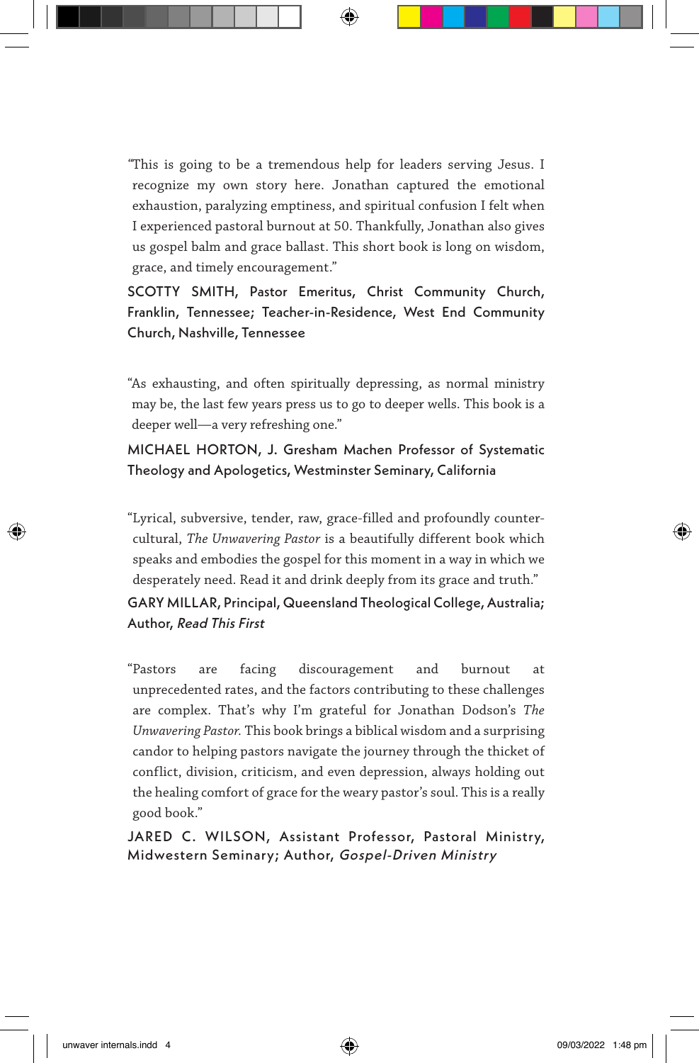"This is going to be a tremendous help for leaders serving Jesus. I recognize my own story here. Jonathan captured the emotional exhaustion, paralyzing emptiness, and spiritual confusion I felt when I experienced pastoral burnout at 50. Thankfully, Jonathan also gives us gospel balm and grace ballast. This short book is long on wisdom, grace, and timely encouragement."

SCOTTY SMITH, Pastor Emeritus, Christ Community Church, Franklin, Tennessee; Teacher-in-Residence, West End Community Church, Nashville, Tennessee

"As exhausting, and often spiritually depressing, as normal ministry may be, the last few years press us to go to deeper wells. This book is a deeper well—a very refreshing one."

MICHAEL HORTON, J. Gresham Machen Professor of Systematic Theology and Apologetics, Westminster Seminary, California

"Lyrical, subversive, tender, raw, grace-filled and profoundly counter-cultural, *The Unwavering Pastor* is a beautifully different book which speaks and embodies the gospel for this moment in a way in which we desperately need. Read it and drink deeply from its grace and truth."

GARY MILLAR, Principal, Queensland Theological College, Australia; Author, *Read This First*

"Pastors are facing discouragement and burnout at unprecedented rates, and the factors contributing to these challenges are complex. That's why I'm grateful for Jonathan Dodson's *The Unwavering Pastor.* This book brings a biblical wisdom and a surprising candor to helping pastors navigate the journey through the thicket of conflict, division, criticism, and even depression, always holding out the healing comfort of grace for the weary pastor's soul. This is a really good book."

JARED C. WILSON, Assistant Professor, Pastoral Ministry, Midwestern Seminary; Author, *Gospel-Driven Ministry*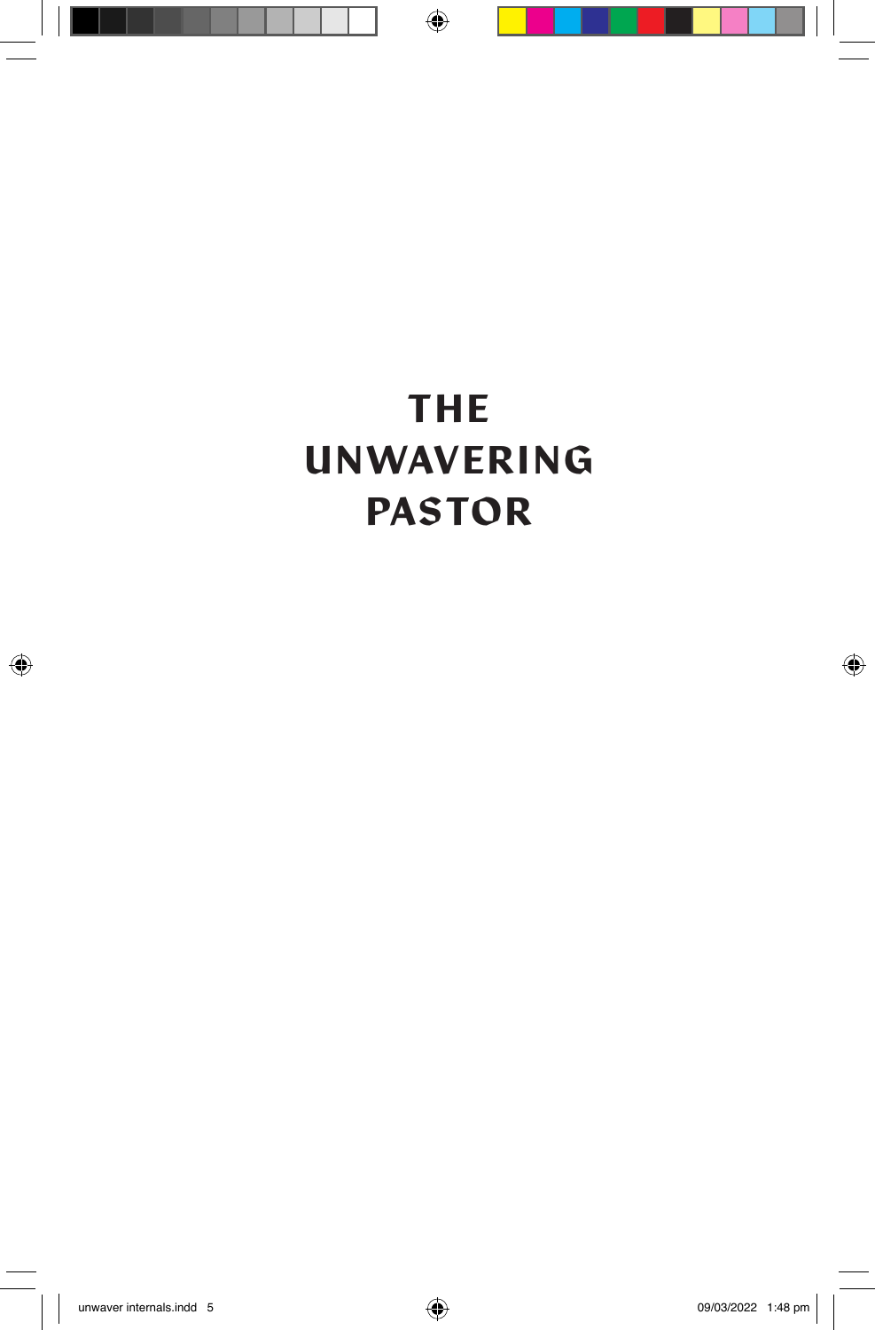# THE UNWAVERING PASTOR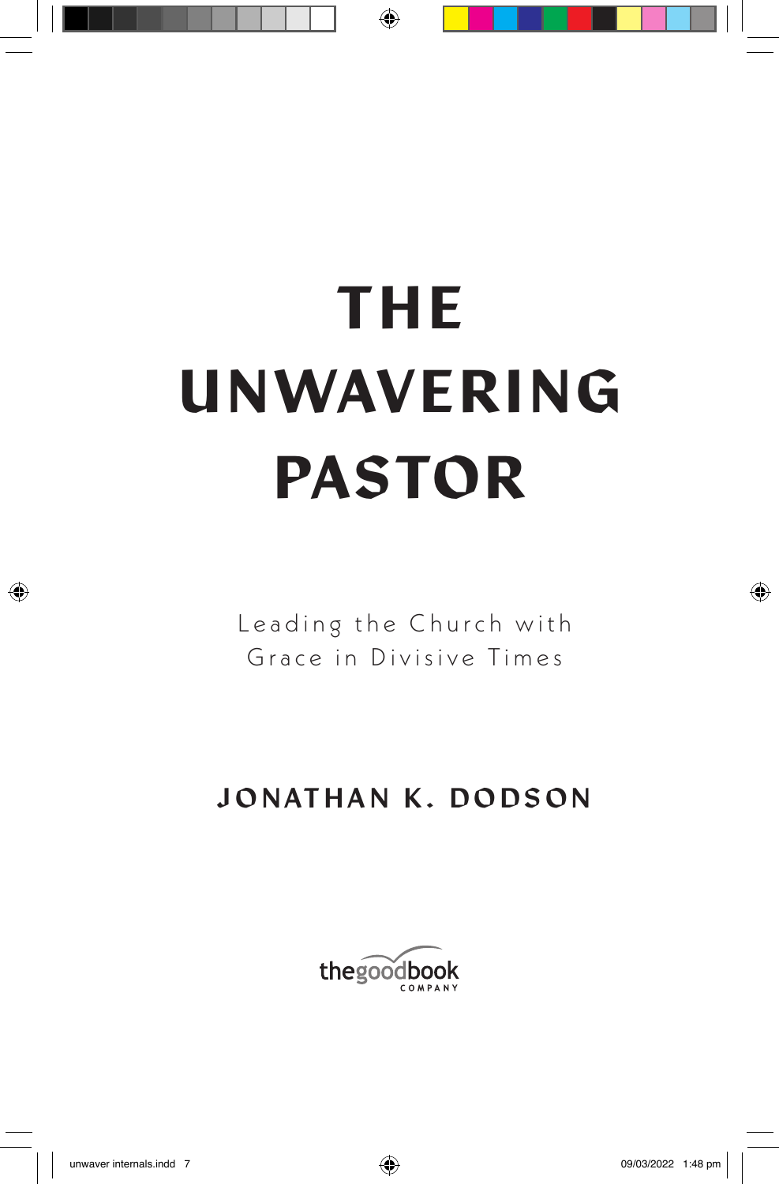# THE UNWAVERING PASTOR

Leading the Church with Grace in Divisive Times

**JONATHAN K. DODSON**

thegoodbook COMPANY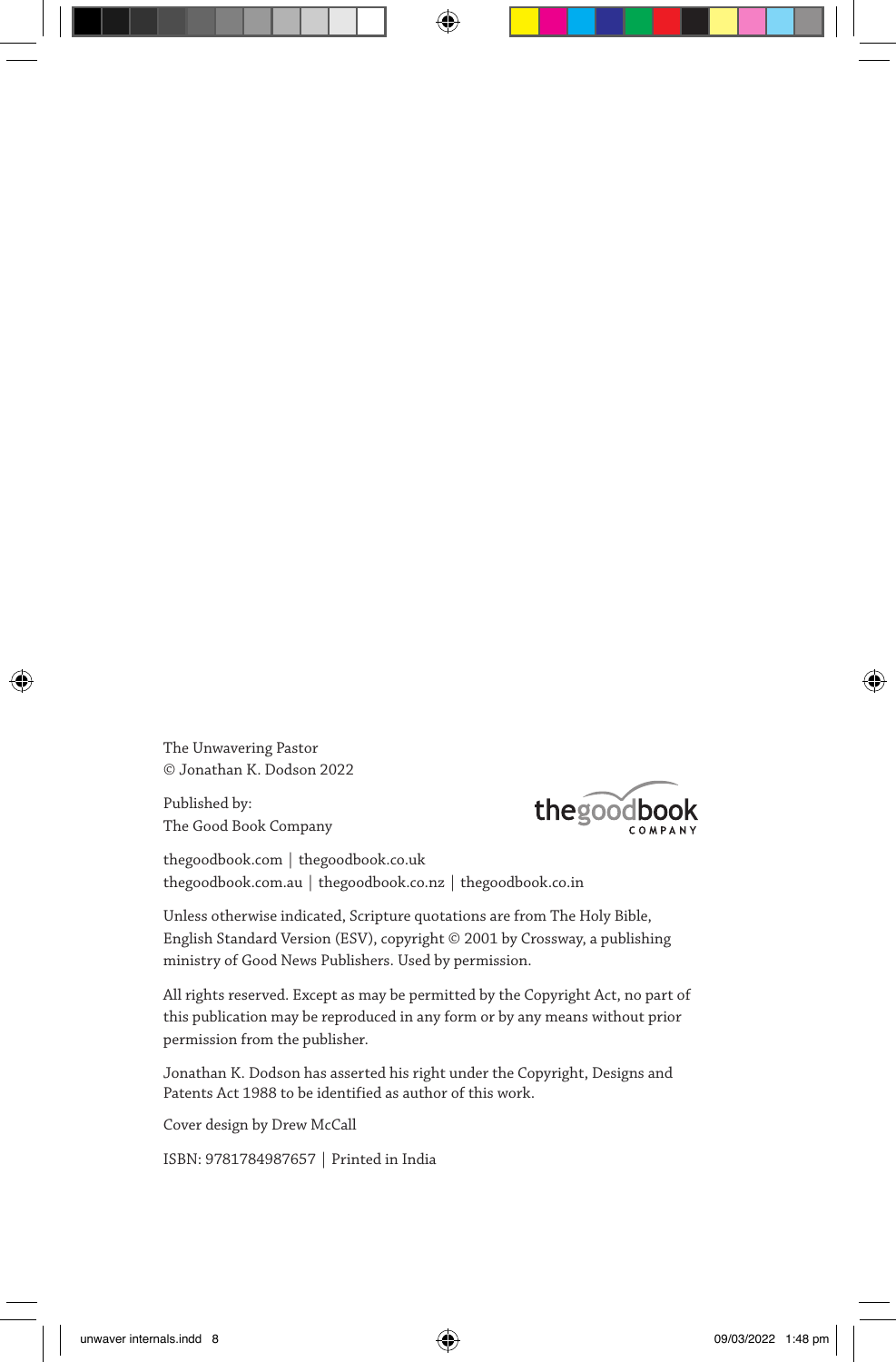The Unwavering Pastor
© Jonathan K. Dodson 2022

Published by:
The Good Book Company

thegoodbook.com | thegoodbook.co.uk
thegoodbook.com.au | thegoodbook.co.nz | thegoodbook.co.in

Unless otherwise indicated, Scripture quotations are from The Holy Bible, English Standard Version (ESV), copyright © 2001 by Crossway, a publishing ministry of Good News Publishers. Used by permission.

All rights reserved. Except as may be permitted by the Copyright Act, no part of this publication may be reproduced in any form or by any means without prior permission from the publisher.

Jonathan K. Dodson has asserted his right under the Copyright, Designs and Patents Act 1988 to be identified as author of this work.

Cover design by Drew McCall

ISBN: 9781784987657 | Printed in India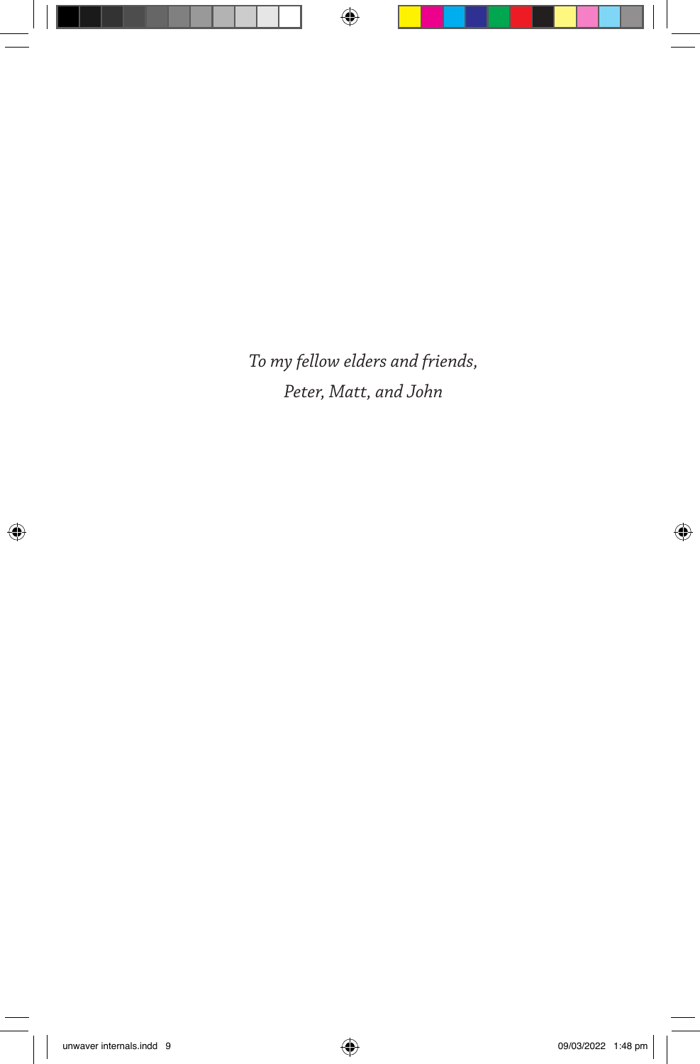*To my fellow elders and friends,*
*Peter, Matt, and John*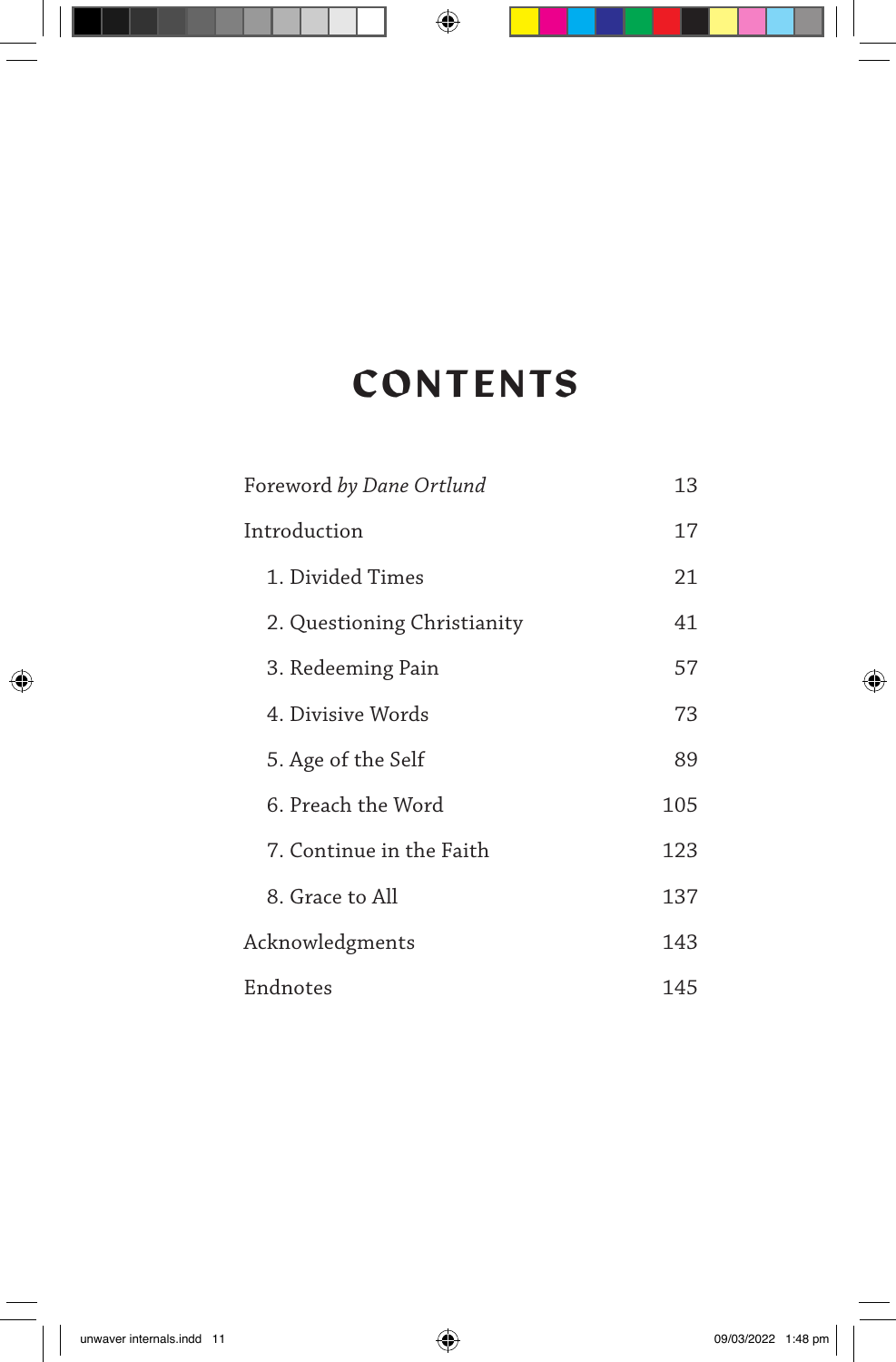# CONTENTS

| | |
|---|---|
| Foreword *by Dane Ortlund* | 13 |
| Introduction | 17 |
| 1. Divided Times | 21 |
| 2. Questioning Christianity | 41 |
| 3. Redeeming Pain | 57 |
| 4. Divisive Words | 73 |
| 5. Age of the Self | 89 |
| 6. Preach the Word | 105 |
| 7. Continue in the Faith | 123 |
| 8. Grace to All | 137 |
| Acknowledgments | 143 |
| Endnotes | 145 |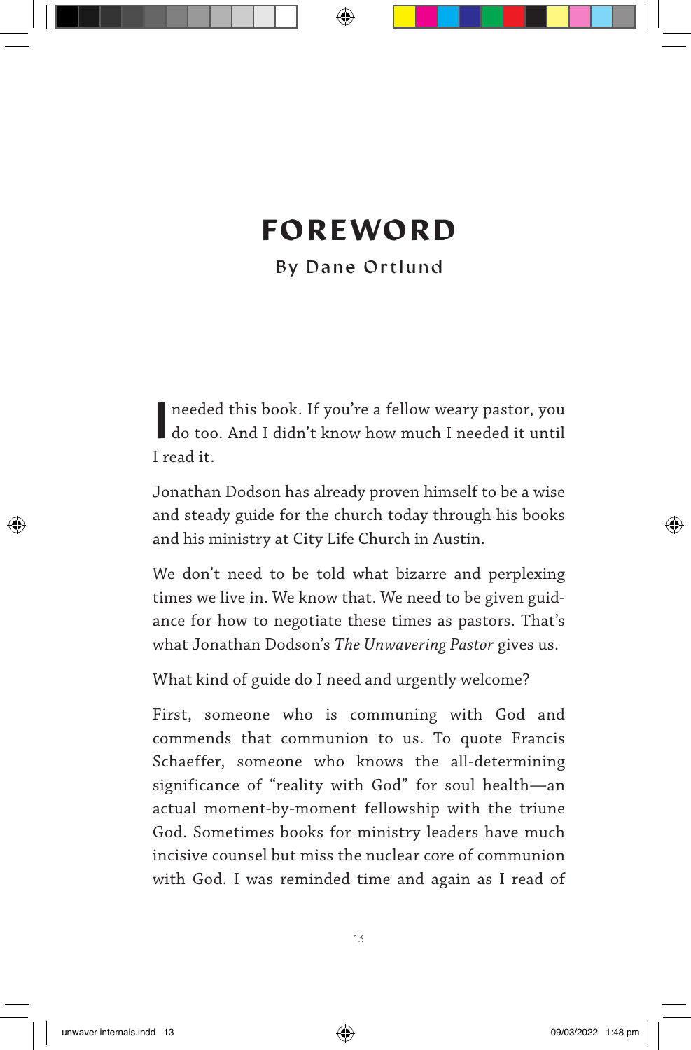# FOREWORD

By Dane Ortlund

I needed this book. If you're a fellow weary pastor, you do too. And I didn't know how much I needed it until I read it.

Jonathan Dodson has already proven himself to be a wise and steady guide for the church today through his books and his ministry at City Life Church in Austin.

We don't need to be told what bizarre and perplexing times we live in. We know that. We need to be given guidance for how to negotiate these times as pastors. That's what Jonathan Dodson's *The Unwavering Pastor* gives us.

What kind of guide do I need and urgently welcome?

First, someone who is communing with God and commends that communion to us. To quote Francis Schaeffer, someone who knows the all-determining significance of "reality with God" for soul health—an actual moment-by-moment fellowship with the triune God. Sometimes books for ministry leaders have much incisive counsel but miss the nuclear core of communion with God. I was reminded time and again as I read of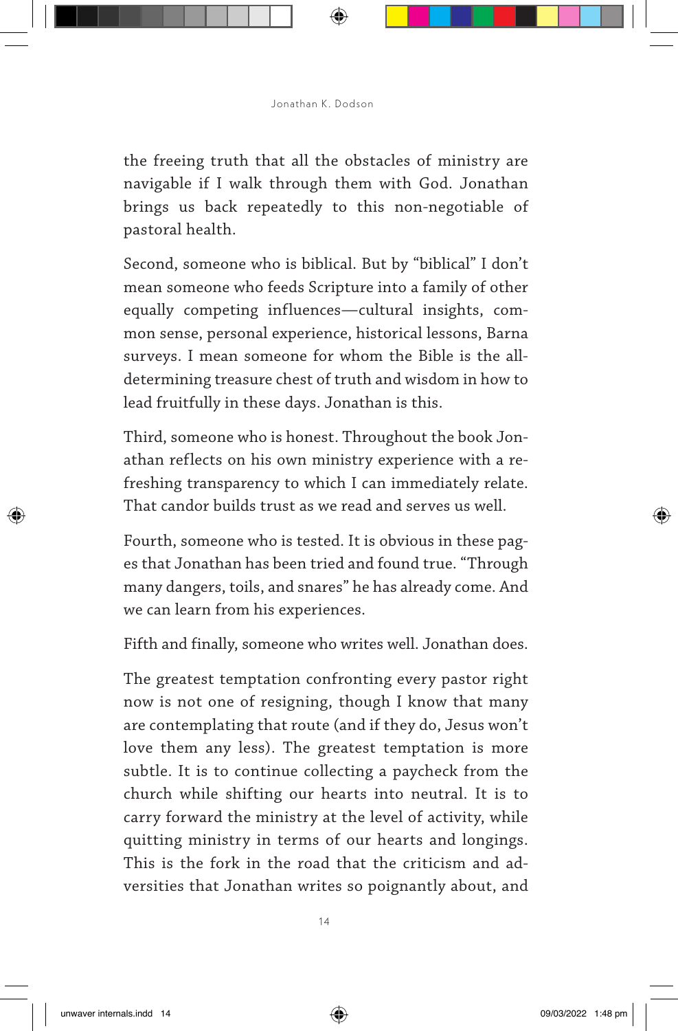the freeing truth that all the obstacles of ministry are navigable if I walk through them with God. Jonathan brings us back repeatedly to this non-negotiable of pastoral health.

Second, someone who is biblical. But by "biblical" I don't mean someone who feeds Scripture into a family of other equally competing influences—cultural insights, common sense, personal experience, historical lessons, Barna surveys. I mean someone for whom the Bible is the all-determining treasure chest of truth and wisdom in how to lead fruitfully in these days. Jonathan is this.

Third, someone who is honest. Throughout the book Jonathan reflects on his own ministry experience with a refreshing transparency to which I can immediately relate. That candor builds trust as we read and serves us well.

Fourth, someone who is tested. It is obvious in these pages that Jonathan has been tried and found true. "Through many dangers, toils, and snares" he has already come. And we can learn from his experiences.

Fifth and finally, someone who writes well. Jonathan does.

The greatest temptation confronting every pastor right now is not one of resigning, though I know that many are contemplating that route (and if they do, Jesus won't love them any less). The greatest temptation is more subtle. It is to continue collecting a paycheck from the church while shifting our hearts into neutral. It is to carry forward the ministry at the level of activity, while quitting ministry in terms of our hearts and longings. This is the fork in the road that the criticism and adversities that Jonathan writes so poignantly about, and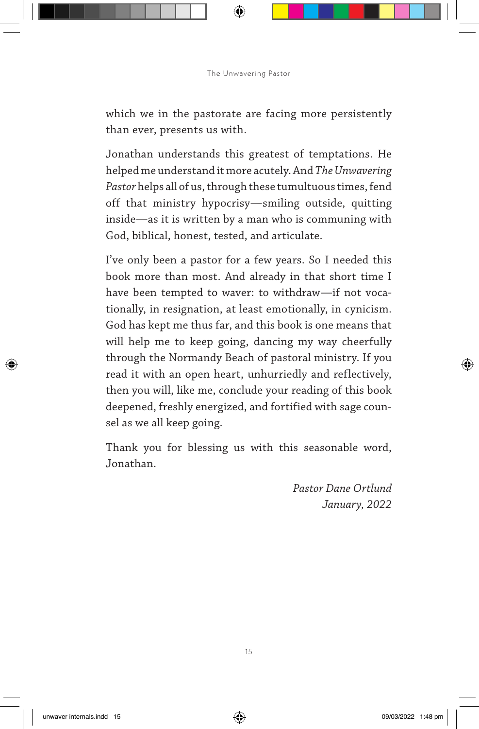which we in the pastorate are facing more persistently than ever, presents us with.

Jonathan understands this greatest of temptations. He helped me understand it more acutely. And *The Unwavering Pastor* helps all of us, through these tumultuous times, fend off that ministry hypocrisy—smiling outside, quitting inside—as it is written by a man who is communing with God, biblical, honest, tested, and articulate.

I've only been a pastor for a few years. So I needed this book more than most. And already in that short time I have been tempted to waver: to withdraw—if not vocationally, in resignation, at least emotionally, in cynicism. God has kept me thus far, and this book is one means that will help me to keep going, dancing my way cheerfully through the Normandy Beach of pastoral ministry. If you read it with an open heart, unhurriedly and reflectively, then you will, like me, conclude your reading of this book deepened, freshly energized, and fortified with sage counsel as we all keep going.

Thank you for blessing us with this seasonable word, Jonathan.

*Pastor Dane Ortlund*
*January, 2022*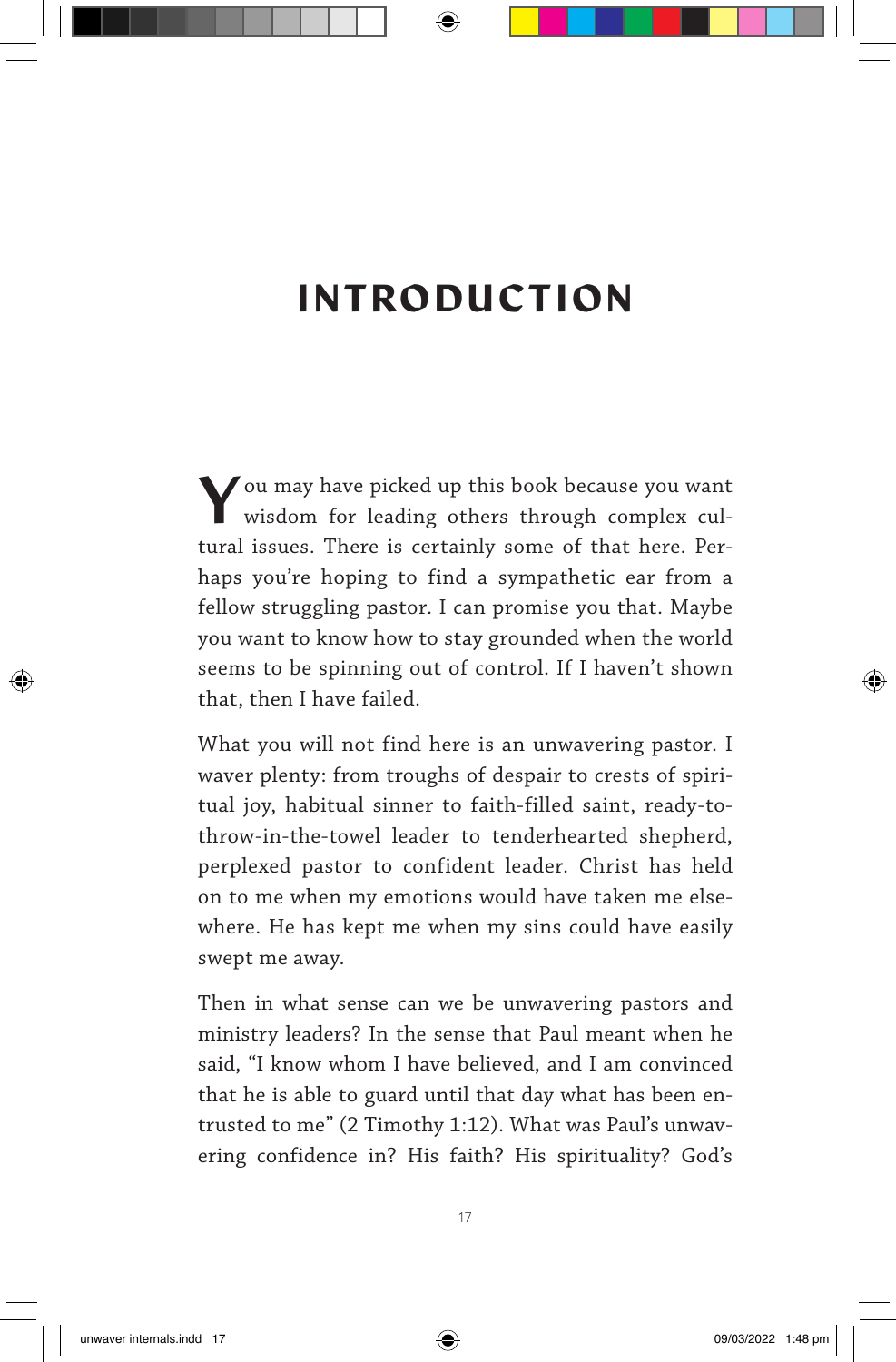# INTRODUCTION

You may have picked up this book because you want wisdom for leading others through complex cultural issues. There is certainly some of that here. Perhaps you're hoping to find a sympathetic ear from a fellow struggling pastor. I can promise you that. Maybe you want to know how to stay grounded when the world seems to be spinning out of control. If I haven't shown that, then I have failed.

What you will not find here is an unwavering pastor. I waver plenty: from troughs of despair to crests of spiritual joy, habitual sinner to faith-filled saint, ready-to-throw-in-the-towel leader to tenderhearted shepherd, perplexed pastor to confident leader. Christ has held on to me when my emotions would have taken me elsewhere. He has kept me when my sins could have easily swept me away.

Then in what sense can we be unwavering pastors and ministry leaders? In the sense that Paul meant when he said, "I know whom I have believed, and I am convinced that he is able to guard until that day what has been entrusted to me" (2 Timothy 1:12). What was Paul's unwavering confidence in? His faith? His spirituality? God's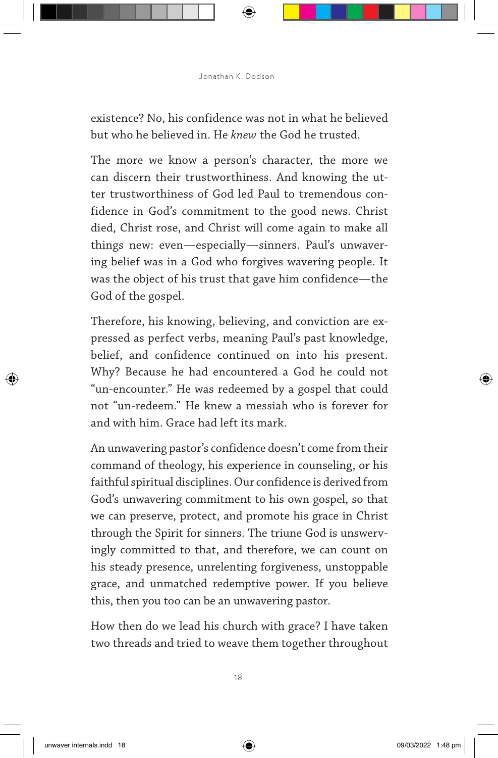existence? No, his confidence was not in what he believed but who he believed in. He *knew* the God he trusted.

The more we know a person's character, the more we can discern their trustworthiness. And knowing the utter trustworthiness of God led Paul to tremendous confidence in God's commitment to the good news. Christ died, Christ rose, and Christ will come again to make all things new: even—especially—sinners. Paul's unwavering belief was in a God who forgives wavering people. It was the object of his trust that gave him confidence—the God of the gospel.

Therefore, his knowing, believing, and conviction are expressed as perfect verbs, meaning Paul's past knowledge, belief, and confidence continued on into his present. Why? Because he had encountered a God he could not "un-encounter." He was redeemed by a gospel that could not "un-redeem." He knew a messiah who is forever for and with him. Grace had left its mark.

An unwavering pastor's confidence doesn't come from their command of theology, his experience in counseling, or his faithful spiritual disciplines. Our confidence is derived from God's unwavering commitment to his own gospel, so that we can preserve, protect, and promote his grace in Christ through the Spirit for sinners. The triune God is unswervingly committed to that, and therefore, we can count on his steady presence, unrelenting forgiveness, unstoppable grace, and unmatched redemptive power. If you believe this, then you too can be an unwavering pastor.

How then do we lead his church with grace? I have taken two threads and tried to weave them together throughout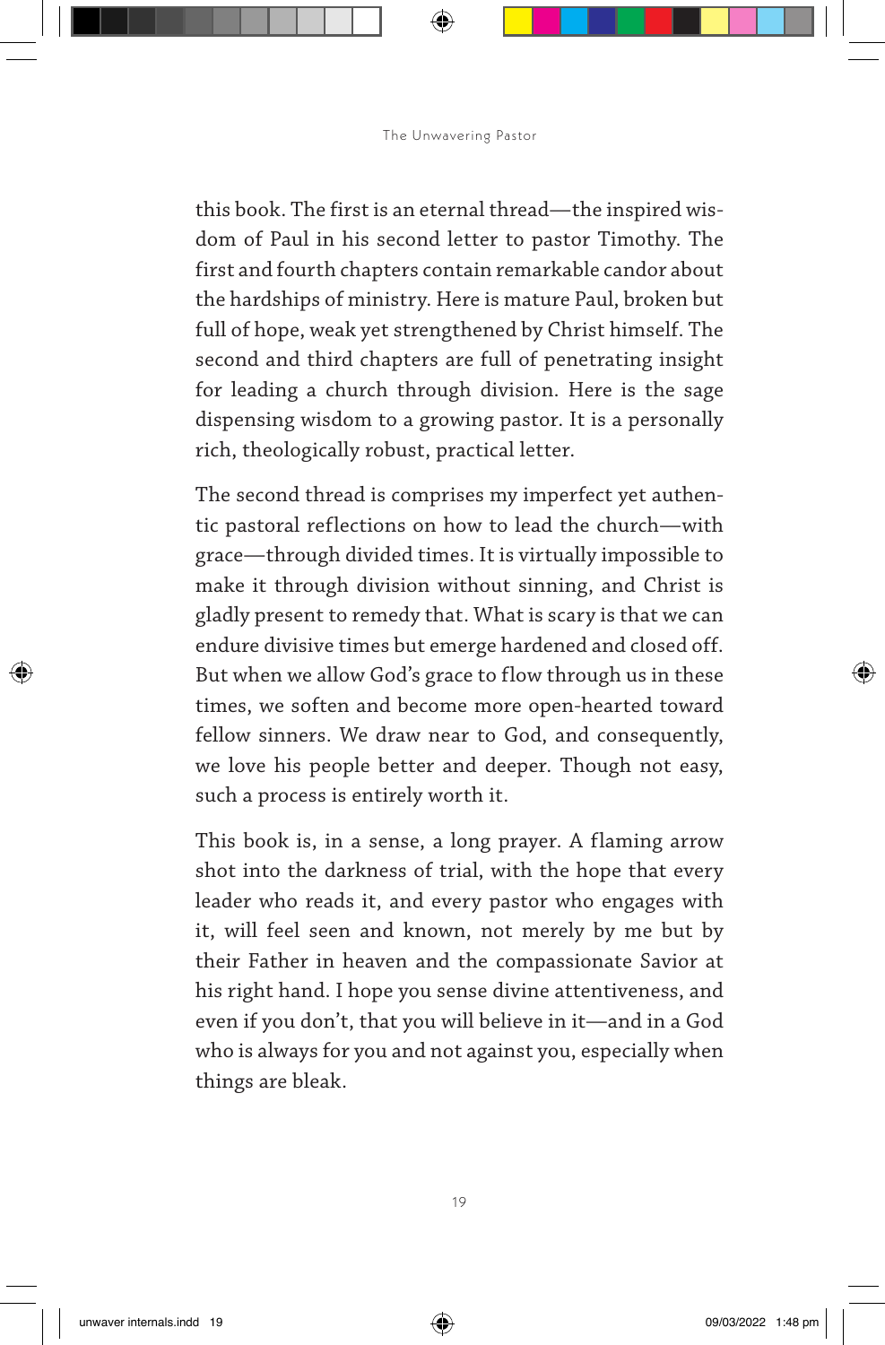this book. The first is an eternal thread—the inspired wisdom of Paul in his second letter to pastor Timothy. The first and fourth chapters contain remarkable candor about the hardships of ministry. Here is mature Paul, broken but full of hope, weak yet strengthened by Christ himself. The second and third chapters are full of penetrating insight for leading a church through division. Here is the sage dispensing wisdom to a growing pastor. It is a personally rich, theologically robust, practical letter.

The second thread is comprises my imperfect yet authentic pastoral reflections on how to lead the church—with grace—through divided times. It is virtually impossible to make it through division without sinning, and Christ is gladly present to remedy that. What is scary is that we can endure divisive times but emerge hardened and closed off. But when we allow God's grace to flow through us in these times, we soften and become more open-hearted toward fellow sinners. We draw near to God, and consequently, we love his people better and deeper. Though not easy, such a process is entirely worth it.

This book is, in a sense, a long prayer. A flaming arrow shot into the darkness of trial, with the hope that every leader who reads it, and every pastor who engages with it, will feel seen and known, not merely by me but by their Father in heaven and the compassionate Savior at his right hand. I hope you sense divine attentiveness, and even if you don't, that you will believe in it—and in a God who is always for you and not against you, especially when things are bleak.